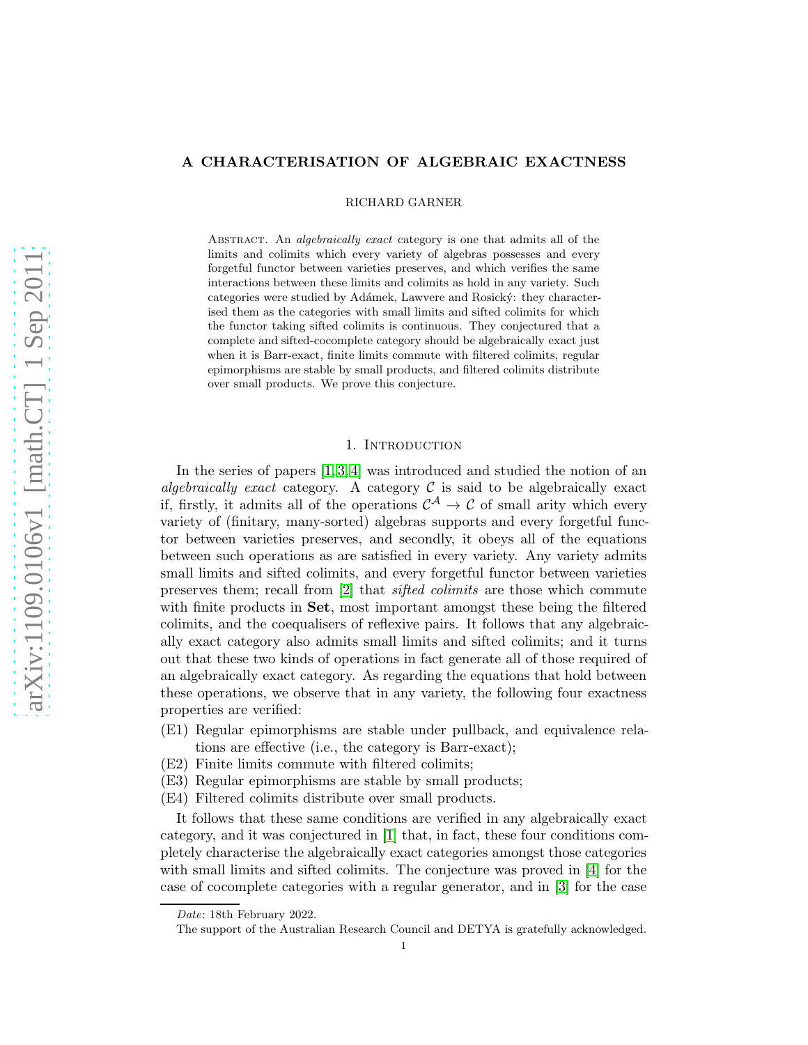# A CHARACTERISATION OF ALGEBRAIC EXACTNESS

RICHARD GARNER

Abstract. An *algebraically exact* category is one that admits all of the limits and colimits which every variety of algebras possesses and every forgetful functor between varieties preserves, and which verifies the same interactions between these limits and colimits as hold in any variety. Such categories were studied by Adámek, Lawvere and Rosický: they characterised them as the categories with small limits and sifted colimits for which the functor taking sifted colimits is continuous. They conjectured that a complete and sifted-cocomplete category should be algebraically exact just when it is Barr-exact, finite limits commute with filtered colimits, regular epimorphisms are stable by small products, and filtered colimits distribute over small products. We prove this conjecture.

## 1. Introduction

In the series of papers [1, 3, 4] was introduced and studied the notion of an *algebraically exact* category. A category $\mathcal{C}$ is said to be algebraically exact if, firstly, it admits all of the operations $\mathcal{C}^{\mathcal{A}} \to \mathcal{C}$ of small arity which every variety of (finitary, many-sorted) algebras supports and every forgetful functor between varieties preserves, and secondly, it obeys all of the equations between such operations as are satisfied in every variety. Any variety admits small limits and sifted colimits, and every forgetful functor between varieties preserves them; recall from [2] that *sifted colimits* are those which commute with finite products in **Set**, most important amongst these being the filtered colimits, and the coequalisers of reflexive pairs. It follows that any algebraically exact category also admits small limits and sifted colimits; and it turns out that these two kinds of operations in fact generate all of those required of an algebraically exact category. As regarding the equations that hold between these operations, we observe that in any variety, the following four exactness properties are verified:

(E1) Regular epimorphisms are stable under pullback, and equivalence relations are effective (i.e., the category is Barr-exact);
(E2) Finite limits commute with filtered colimits;
(E3) Regular epimorphisms are stable by small products;
(E4) Filtered colimits distribute over small products.

It follows that these same conditions are verified in any algebraically exact category, and it was conjectured in [1] that, in fact, these four conditions completely characterise the algebraically exact categories amongst those categories with small limits and sifted colimits. The conjecture was proved in [4] for the case of cocomplete categories with a regular generator, and in [3] for the case

*Date*: 18th February 2022.

The support of the Australian Research Council and DETYA is gratefully acknowledged.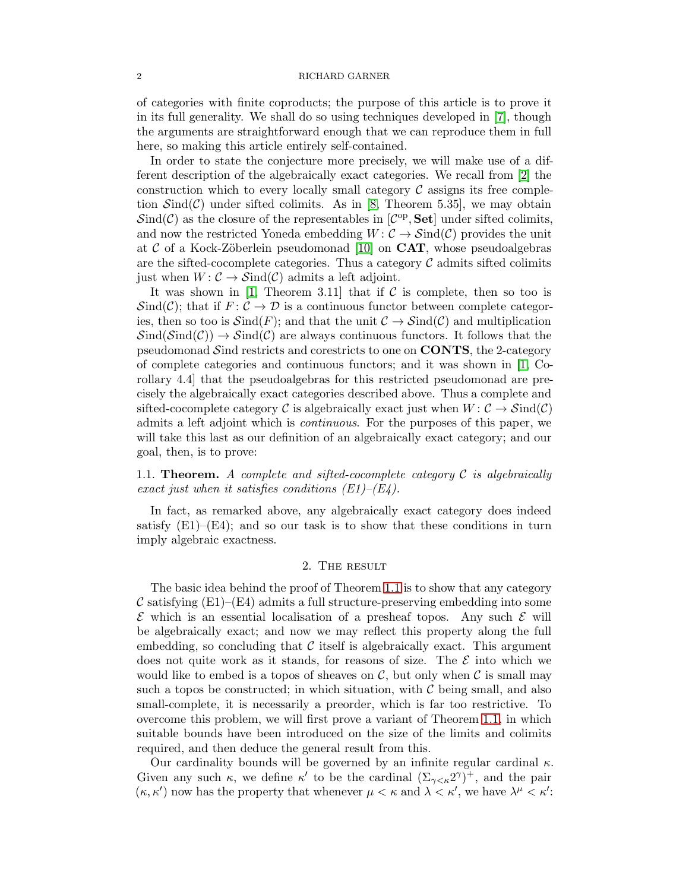of categories with finite coproducts; the purpose of this article is to prove it in its full generality. We shall do so using techniques developed in [7], though the arguments are straightforward enough that we can reproduce them in full here, so making this article entirely self-contained.

In order to state the conjecture more precisely, we will make use of a different description of the algebraically exact categories. We recall from [2] the construction which to every locally small category $\mathcal{C}$ assigns its free completion $\mathcal{S}\mathrm{ind}(\mathcal{C})$ under sifted colimits. As in [8, Theorem 5.35], we may obtain $\mathcal{S}\mathrm{ind}(\mathcal{C})$ as the closure of the representables in $[\mathcal{C}^{\mathrm{op}}, \mathbf{Set}]$ under sifted colimits, and now the restricted Yoneda embedding $W \colon \mathcal{C} \to \mathcal{S}\mathrm{ind}(\mathcal{C})$ provides the unit at $\mathcal{C}$ of a Kock-Zöberlein pseudomonad [10] on $\mathbf{CAT}$, whose pseudoalgebras are the sifted-cocomplete categories. Thus a category $\mathcal{C}$ admits sifted colimits just when $W \colon \mathcal{C} \to \mathcal{S}\mathrm{ind}(\mathcal{C})$ admits a left adjoint.

It was shown in [1, Theorem 3.11] that if $\mathcal{C}$ is complete, then so too is $\mathcal{S}\mathrm{ind}(\mathcal{C})$; that if $F \colon \mathcal{C} \to \mathcal{D}$ is a continuous functor between complete categories, then so too is $\mathcal{S}\mathrm{ind}(F)$; and that the unit $\mathcal{C} \to \mathcal{S}\mathrm{ind}(\mathcal{C})$ and multiplication $\mathcal{S}\mathrm{ind}(\mathcal{S}\mathrm{ind}(\mathcal{C})) \to \mathcal{S}\mathrm{ind}(\mathcal{C})$ are always continuous functors. It follows that the pseudomonad $\mathcal{S}\mathrm{ind}$ restricts and corestricts to one on $\mathbf{CONTS}$, the 2-category of complete categories and continuous functors; and it was shown in [1, Corollary 4.4] that the pseudoalgebras for this restricted pseudomonad are precisely the algebraically exact categories described above. Thus a complete and sifted-cocomplete category $\mathcal{C}$ is algebraically exact just when $W \colon \mathcal{C} \to \mathcal{S}\mathrm{ind}(\mathcal{C})$ admits a left adjoint which is *continuous*. For the purposes of this paper, we will take this last as our definition of an algebraically exact category; and our goal, then, is to prove:

1.1. **Theorem.** *A complete and sifted-cocomplete category $\mathcal{C}$ is algebraically exact just when it satisfies conditions (E1)–(E4).*

In fact, as remarked above, any algebraically exact category does indeed satisfy (E1)–(E4); and so our task is to show that these conditions in turn imply algebraic exactness.

## 2. The result

The basic idea behind the proof of Theorem 1.1 is to show that any category $\mathcal{C}$ satisfying (E1)–(E4) admits a full structure-preserving embedding into some $\mathcal{E}$ which is an essential localisation of a presheaf topos. Any such $\mathcal{E}$ will be algebraically exact; and now we may reflect this property along the full embedding, so concluding that $\mathcal{C}$ itself is algebraically exact. This argument does not quite work as it stands, for reasons of size. The $\mathcal{E}$ into which we would like to embed is a topos of sheaves on $\mathcal{C}$, but only when $\mathcal{C}$ is small may such a topos be constructed; in which situation, with $\mathcal{C}$ being small, and also small-complete, it is necessarily a preorder, which is far too restrictive. To overcome this problem, we will first prove a variant of Theorem 1.1, in which suitable bounds have been introduced on the size of the limits and colimits required, and then deduce the general result from this.

Our cardinality bounds will be governed by an infinite regular cardinal $\kappa$. Given any such $\kappa$, we define $\kappa'$ to be the cardinal $(\Sigma_{\gamma<\kappa} 2^{\gamma})^{+}$, and the pair $(\kappa, \kappa')$ now has the property that whenever $\mu < \kappa$ and $\lambda < \kappa'$, we have $\lambda^{\mu} < \kappa'$: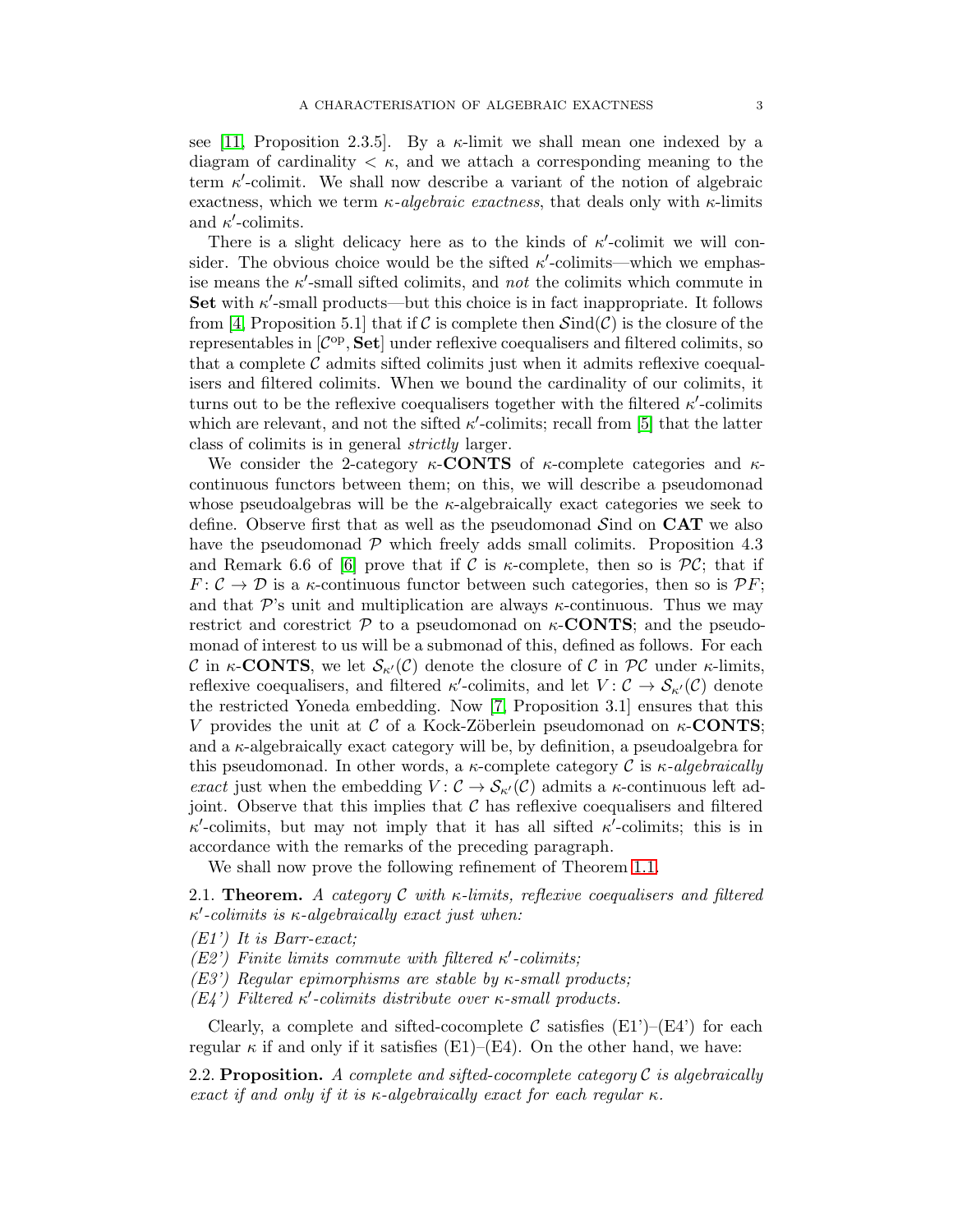see [11, Proposition 2.3.5]. By a $\kappa$-limit we shall mean one indexed by a diagram of cardinality $< \kappa$, and we attach a corresponding meaning to the term $\kappa'$-colimit. We shall now describe a variant of the notion of algebraic exactness, which we term *$\kappa$-algebraic exactness*, that deals only with $\kappa$-limits and $\kappa'$-colimits.

There is a slight delicacy here as to the kinds of $\kappa'$-colimit we will consider. The obvious choice would be the sifted $\kappa'$-colimits—which we emphasise means the $\kappa'$-small sifted colimits, and *not* the colimits which commute in **Set** with $\kappa'$-small products—but this choice is in fact inappropriate. It follows from [4, Proposition 5.1] that if $\mathcal{C}$ is complete then $\mathcal{S}\mathrm{ind}(\mathcal{C})$ is the closure of the representables in $[\mathcal{C}^{\mathrm{op}}, \mathbf{Set}]$ under reflexive coequalisers and filtered colimits, so that a complete $\mathcal{C}$ admits sifted colimits just when it admits reflexive coequalisers and filtered colimits. When we bound the cardinality of our colimits, it turns out to be the reflexive coequalisers together with the filtered $\kappa'$-colimits which are relevant, and not the sifted $\kappa'$-colimits; recall from [5] that the latter class of colimits is in general *strictly* larger.

We consider the 2-category $\kappa$-**CONTS** of $\kappa$-complete categories and $\kappa$-continuous functors between them; on this, we will describe a pseudomonad whose pseudoalgebras will be the $\kappa$-algebraically exact categories we seek to define. Observe first that as well as the pseudomonad $\mathcal{S}\mathrm{ind}$ on **CAT** we also have the pseudomonad $\mathcal{P}$ which freely adds small colimits. Proposition 4.3 and Remark 6.6 of [6] prove that if $\mathcal{C}$ is $\kappa$-complete, then so is $\mathcal{PC}$; that if $F \colon \mathcal{C} \to \mathcal{D}$ is a $\kappa$-continuous functor between such categories, then so is $\mathcal{P}F$; and that $\mathcal{P}$'s unit and multiplication are always $\kappa$-continuous. Thus we may restrict and corestrict $\mathcal{P}$ to a pseudomonad on $\kappa$-**CONTS**; and the pseudomonad of interest to us will be a submonad of this, defined as follows. For each $\mathcal{C}$ in $\kappa$-**CONTS**, we let $\mathcal{S}_{\kappa'}(\mathcal{C})$ denote the closure of $\mathcal{C}$ in $\mathcal{PC}$ under $\kappa$-limits, reflexive coequalisers, and filtered $\kappa'$-colimits, and let $V \colon \mathcal{C} \to \mathcal{S}_{\kappa'}(\mathcal{C})$ denote the restricted Yoneda embedding. Now [7, Proposition 3.1] ensures that this $V$ provides the unit at $\mathcal{C}$ of a Kock-Zöberlein pseudomonad on $\kappa$-**CONTS**; and a $\kappa$-algebraically exact category will be, by definition, a pseudoalgebra for this pseudomonad. In other words, a $\kappa$-complete category $\mathcal{C}$ is *$\kappa$-algebraically exact* just when the embedding $V \colon \mathcal{C} \to \mathcal{S}_{\kappa'}(\mathcal{C})$ admits a $\kappa$-continuous left adjoint. Observe that this implies that $\mathcal{C}$ has reflexive coequalisers and filtered $\kappa'$-colimits, but may not imply that it has all sifted $\kappa'$-colimits; this is in accordance with the remarks of the preceding paragraph.

We shall now prove the following refinement of Theorem 1.1.

**2.1. Theorem.** *A category $\mathcal{C}$ with $\kappa$-limits, reflexive coequalisers and filtered $\kappa'$-colimits is $\kappa$-algebraically exact just when:*

*(E1') It is Barr-exact;*
*(E2') Finite limits commute with filtered $\kappa'$-colimits;*
*(E3') Regular epimorphisms are stable by $\kappa$-small products;*
*(E4') Filtered $\kappa'$-colimits distribute over $\kappa$-small products.*

Clearly, a complete and sifted-cocomplete $\mathcal{C}$ satisfies (E1')–(E4') for each regular $\kappa$ if and only if it satisfies (E1)–(E4). On the other hand, we have:

**2.2. Proposition.** *A complete and sifted-cocomplete category $\mathcal{C}$ is algebraically exact if and only if it is $\kappa$-algebraically exact for each regular $\kappa$.*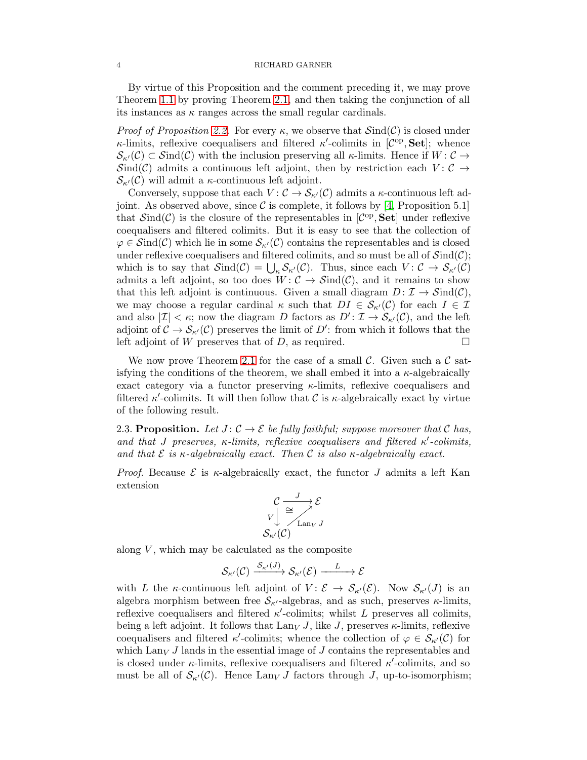By virtue of this Proposition and the comment preceding it, we may prove Theorem 1.1 by proving Theorem 2.1, and then taking the conjunction of all its instances as $\kappa$ ranges across the small regular cardinals.

*Proof of Proposition 2.2.* For every $\kappa$, we observe that $\mathcal{S}\mathrm{ind}(\mathcal{C})$ is closed under $\kappa$-limits, reflexive coequalisers and filtered $\kappa'$-colimits in $[\mathcal{C}^{\mathrm{op}}, \mathbf{Set}]$; whence $\mathcal{S}_{\kappa'}(\mathcal{C}) \subset \mathcal{S}\mathrm{ind}(\mathcal{C})$ with the inclusion preserving all $\kappa$-limits. Hence if $W \colon \mathcal{C} \to \mathcal{S}\mathrm{ind}(\mathcal{C})$ admits a continuous left adjoint, then by restriction each $V \colon \mathcal{C} \to \mathcal{S}_{\kappa'}(\mathcal{C})$ will admit a $\kappa$-continuous left adjoint.

Conversely, suppose that each $V \colon \mathcal{C} \to \mathcal{S}_{\kappa'}(\mathcal{C})$ admits a $\kappa$-continuous left adjoint. As observed above, since $\mathcal{C}$ is complete, it follows by [4, Proposition 5.1] that $\mathcal{S}\mathrm{ind}(\mathcal{C})$ is the closure of the representables in $[\mathcal{C}^{\mathrm{op}}, \mathbf{Set}]$ under reflexive coequalisers and filtered colimits. But it is easy to see that the collection of $\varphi \in \mathcal{S}\mathrm{ind}(\mathcal{C})$ which lie in some $\mathcal{S}_{\kappa'}(\mathcal{C})$ contains the representables and is closed under reflexive coequalisers and filtered colimits, and so must be all of $\mathcal{S}\mathrm{ind}(\mathcal{C})$; which is to say that $\mathcal{S}\mathrm{ind}(\mathcal{C}) = \bigcup_\kappa \mathcal{S}_{\kappa'}(\mathcal{C})$. Thus, since each $V \colon \mathcal{C} \to \mathcal{S}_{\kappa'}(\mathcal{C})$ admits a left adjoint, so too does $W \colon \mathcal{C} \to \mathcal{S}\mathrm{ind}(\mathcal{C})$, and it remains to show that this left adjoint is continuous. Given a small diagram $D \colon \mathcal{I} \to \mathcal{S}\mathrm{ind}(\mathcal{C})$, we may choose a regular cardinal $\kappa$ such that $DI \in \mathcal{S}_{\kappa'}(\mathcal{C})$ for each $I \in \mathcal{I}$ and also $|\mathcal{I}| < \kappa$; now the diagram $D$ factors as $D' \colon \mathcal{I} \to \mathcal{S}_{\kappa'}(\mathcal{C})$, and the left adjoint of $\mathcal{C} \to \mathcal{S}_{\kappa'}(\mathcal{C})$ preserves the limit of $D'$: from which it follows that the left adjoint of $W$ preserves that of $D$, as required. $\square$

We now prove Theorem 2.1 for the case of a small $\mathcal{C}$. Given such a $\mathcal{C}$ satisfying the conditions of the theorem, we shall embed it into a $\kappa$-algebraically exact category via a functor preserving $\kappa$-limits, reflexive coequalisers and filtered $\kappa'$-colimits. It will then follow that $\mathcal{C}$ is $\kappa$-algebraically exact by virtue of the following result.

**2.3. Proposition.** *Let $J \colon \mathcal{C} \to \mathcal{E}$ be fully faithful; suppose moreover that $\mathcal{C}$ has, and that $J$ preserves, $\kappa$-limits, reflexive coequalisers and filtered $\kappa'$-colimits, and that $\mathcal{E}$ is $\kappa$-algebraically exact. Then $\mathcal{C}$ is also $\kappa$-algebraically exact.*

*Proof.* Because $\mathcal{E}$ is $\kappa$-algebraically exact, the functor $J$ admits a left Kan extension

$$\begin{array}{ccc} \mathcal{C} & \xrightarrow{\;J\;} & \mathcal{E} \\ {\scriptstyle V}\downarrow & \cong & \nearrow{\scriptstyle \mathrm{Lan}_V J} \\ \mathcal{S}_{\kappa'}(\mathcal{C}) & & \end{array}$$

along $V$, which may be calculated as the composite

$$\mathcal{S}_{\kappa'}(\mathcal{C}) \xrightarrow{\mathcal{S}_{\kappa'}(J)} \mathcal{S}_{\kappa'}(\mathcal{E}) \xrightarrow{\;\;L\;\;} \mathcal{E}$$

with $L$ the $\kappa$-continuous left adjoint of $V \colon \mathcal{E} \to \mathcal{S}_{\kappa'}(\mathcal{E})$. Now $\mathcal{S}_{\kappa'}(J)$ is an algebra morphism between free $\mathcal{S}_{\kappa'}$-algebras, and as such, preserves $\kappa$-limits, reflexive coequalisers and filtered $\kappa'$-colimits; whilst $L$ preserves all colimits, being a left adjoint. It follows that $\mathrm{Lan}_V J$, like $J$, preserves $\kappa$-limits, reflexive coequalisers and filtered $\kappa'$-colimits; whence the collection of $\varphi \in \mathcal{S}_{\kappa'}(\mathcal{C})$ for which $\mathrm{Lan}_V J$ lands in the essential image of $J$ contains the representables and is closed under $\kappa$-limits, reflexive coequalisers and filtered $\kappa'$-colimits, and so must be all of $\mathcal{S}_{\kappa'}(\mathcal{C})$. Hence $\mathrm{Lan}_V J$ factors through $J$, up-to-isomorphism;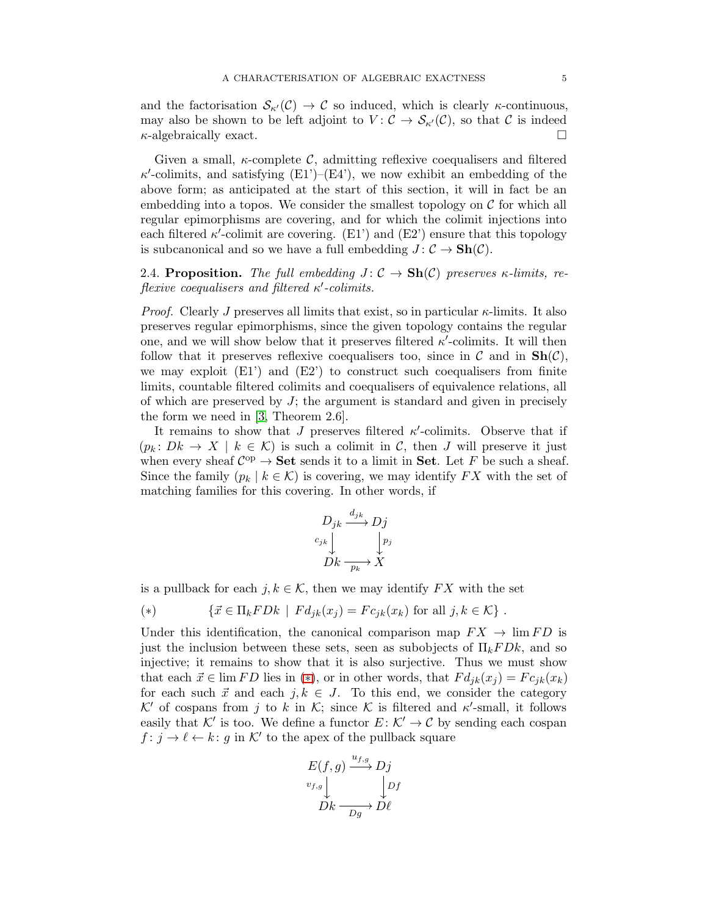and the factorisation $\mathcal{S}_{\kappa'}(\mathcal{C}) \to \mathcal{C}$ so induced, which is clearly $\kappa$-continuous, may also be shown to be left adjoint to $V \colon \mathcal{C} \to \mathcal{S}_{\kappa'}(\mathcal{C})$, so that $\mathcal{C}$ is indeed $\kappa$-algebraically exact. □

Given a small, $\kappa$-complete $\mathcal{C}$, admitting reflexive coequalisers and filtered $\kappa'$-colimits, and satisfying (E1')–(E4'), we now exhibit an embedding of the above form; as anticipated at the start of this section, it will in fact be an embedding into a topos. We consider the smallest topology on $\mathcal{C}$ for which all regular epimorphisms are covering, and for which the colimit injections into each filtered $\kappa'$-colimit are covering. (E1') and (E2') ensure that this topology is subcanonical and so we have a full embedding $J \colon \mathcal{C} \to \mathbf{Sh}(\mathcal{C})$.

2.4. **Proposition.** *The full embedding $J \colon \mathcal{C} \to \mathbf{Sh}(\mathcal{C})$ preserves $\kappa$-limits, reflexive coequalisers and filtered $\kappa'$-colimits.*

*Proof.* Clearly $J$ preserves all limits that exist, so in particular $\kappa$-limits. It also preserves regular epimorphisms, since the given topology contains the regular one, and we will show below that it preserves filtered $\kappa'$-colimits. It will then follow that it preserves reflexive coequalisers too, since in $\mathcal{C}$ and in $\mathbf{Sh}(\mathcal{C})$, we may exploit (E1') and (E2') to construct such coequalisers from finite limits, countable filtered colimits and coequalisers of equivalence relations, all of which are preserved by $J$; the argument is standard and given in precisely the form we need in [3, Theorem 2.6].

It remains to show that $J$ preserves filtered $\kappa'$-colimits. Observe that if $(p_k \colon Dk \to X \mid k \in \mathcal{K})$ is such a colimit in $\mathcal{C}$, then $J$ will preserve it just when every sheaf $\mathcal{C}^{\mathrm{op}} \to \mathbf{Set}$ sends it to a limit in $\mathbf{Set}$. Let $F$ be such a sheaf. Since the family $(p_k \mid k \in \mathcal{K})$ is covering, we may identify $FX$ with the set of matching families for this covering. In other words, if

$$\begin{array}{ccc} D_{jk} & \xrightarrow{d_{jk}} & Dj \\ {\scriptstyle c_{jk}}\downarrow & & \downarrow{\scriptstyle p_j} \\ Dk & \xrightarrow[p_k]{} & X \end{array}$$

is a pullback for each $j, k \in \mathcal{K}$, then we may identify $FX$ with the set

$$(*) \qquad \{\vec{x} \in \Pi_k FDk \mid Fd_{jk}(x_j) = Fc_{jk}(x_k) \text{ for all } j, k \in \mathcal{K}\} .$$

Under this identification, the canonical comparison map $FX \to \lim FD$ is just the inclusion between these sets, seen as subobjects of $\Pi_k FDk$, and so injective; it remains to show that it is also surjective. Thus we must show that each $\vec{x} \in \lim FD$ lies in (∗), or in other words, that $Fd_{jk}(x_j) = Fc_{jk}(x_k)$ for each such $\vec{x}$ and each $j, k \in J$. To this end, we consider the category $\mathcal{K}'$ of cospans from $j$ to $k$ in $\mathcal{K}$; since $\mathcal{K}$ is filtered and $\kappa'$-small, it follows easily that $\mathcal{K}'$ is too. We define a functor $E \colon \mathcal{K}' \to \mathcal{C}$ by sending each cospan $f \colon j \to \ell \leftarrow k \colon g$ in $\mathcal{K}'$ to the apex of the pullback square

$$\begin{array}{ccc} E(f,g) & \xrightarrow{u_{f,g}} & Dj \\ {\scriptstyle v_{f,g}}\downarrow & & \downarrow{\scriptstyle Df} \\ Dk & \xrightarrow[Dg]{} & D\ell \end{array}$$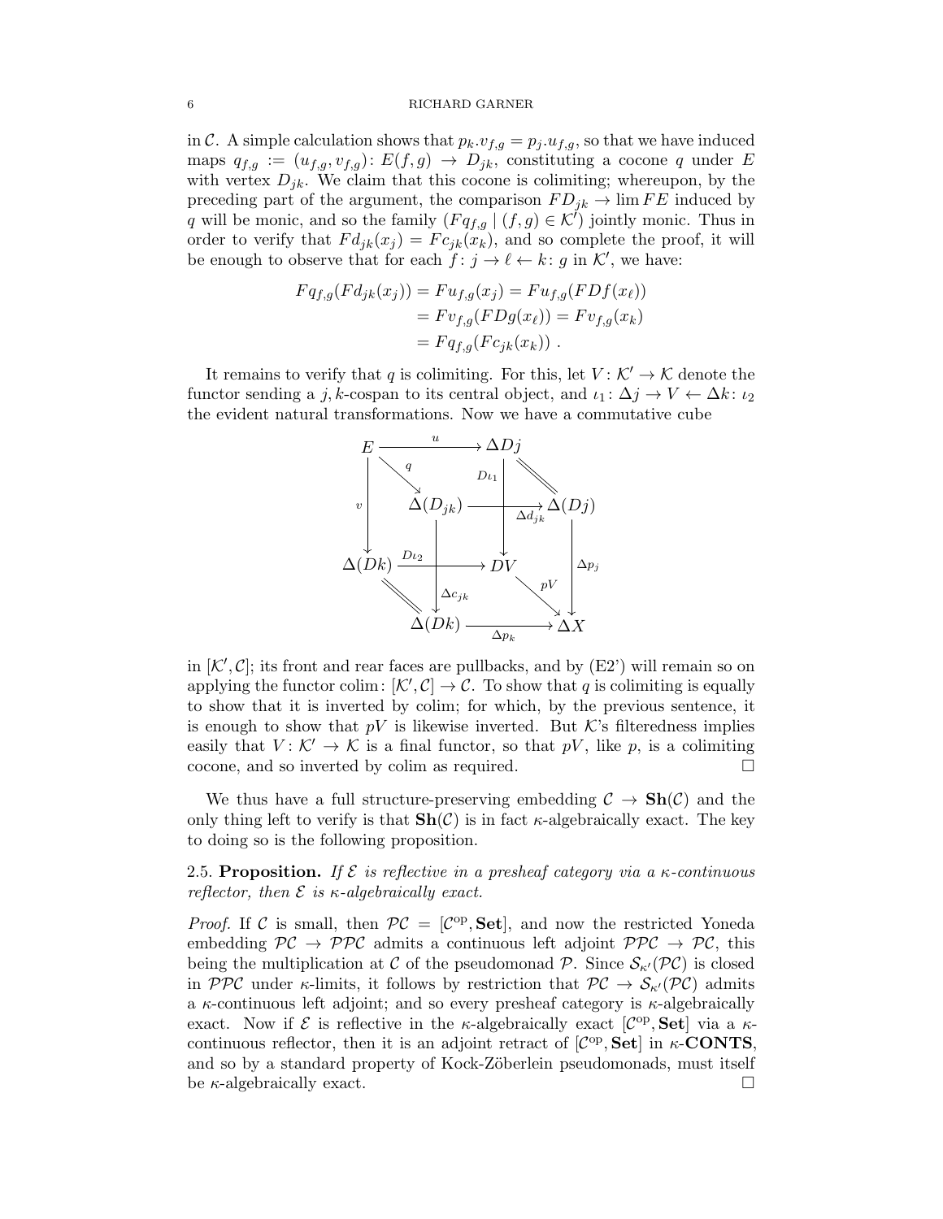in $\mathcal{C}$. A simple calculation shows that $p_k.v_{f,g} = p_j.u_{f,g}$, so that we have induced maps $q_{f,g} := (u_{f,g}, v_{f,g})\colon E(f,g) \to D_{jk}$, constituting a cocone $q$ under $E$ with vertex $D_{jk}$. We claim that this cocone is colimiting; whereupon, by the preceding part of the argument, the comparison $FD_{jk} \to \lim FE$ induced by $q$ will be monic, and so the family $(Fq_{f,g} \mid (f,g) \in \mathcal{K}')$ jointly monic. Thus in order to verify that $Fd_{jk}(x_j) = Fc_{jk}(x_k)$, and so complete the proof, it will be enough to observe that for each $f\colon j \to \ell \leftarrow k\colon g$ in $\mathcal{K}'$, we have:

$$
\begin{aligned}
Fq_{f,g}(Fd_{jk}(x_j)) &= Fu_{f,g}(x_j) = Fu_{f,g}(FDf(x_\ell)) \\
&= Fv_{f,g}(FDg(x_\ell)) = Fv_{f,g}(x_k) \\
&= Fq_{f,g}(Fc_{jk}(x_k)) \ .
\end{aligned}
$$

It remains to verify that $q$ is colimiting. For this, let $V\colon \mathcal{K}' \to \mathcal{K}$ denote the functor sending a $j,k$-cospan to its central object, and $\iota_1\colon \Delta j \to V \leftarrow \Delta k\colon \iota_2$ the evident natural transformations. Now we have a commutative cube

$$
\begin{array}{ccccc}
E & \xrightarrow{u} & \Delta Dj & & \\
& \searrow^{q} & \downarrow{\scriptstyle D\iota_1} & \searrow^{=} & \\
\downarrow{\scriptstyle v} & & \Delta(D_{jk}) & \xrightarrow{\Delta d_{jk}} & \Delta(Dj) \\
\Delta(Dk) & \xrightarrow{D\iota_2} & DV & & \downarrow{\scriptstyle \Delta p_j} \\
& \searrow^{=} & \downarrow{\scriptstyle \Delta c_{jk}} & \searrow^{pV} & \\
& & \Delta(Dk) & \xrightarrow{\Delta p_k} & \Delta X
\end{array}
$$

in $[\mathcal{K}', \mathcal{C}]$; its front and rear faces are pullbacks, and by (E2') will remain so on applying the functor $\mathrm{colim}\colon [\mathcal{K}', \mathcal{C}] \to \mathcal{C}$. To show that $q$ is colimiting is equally to show that it is inverted by colim; for which, by the previous sentence, it is enough to show that $pV$ is likewise inverted. But $\mathcal{K}$'s filteredness implies easily that $V\colon \mathcal{K}' \to \mathcal{K}$ is a final functor, so that $pV$, like $p$, is a colimiting cocone, and so inverted by colim as required. $\square$

We thus have a full structure-preserving embedding $\mathcal{C} \to \mathbf{Sh}(\mathcal{C})$ and the only thing left to verify is that $\mathbf{Sh}(\mathcal{C})$ is in fact $\kappa$-algebraically exact. The key to doing so is the following proposition.

**2.5. Proposition.** *If $\mathcal{E}$ is reflective in a presheaf category via a $\kappa$-continuous reflector, then $\mathcal{E}$ is $\kappa$-algebraically exact.*

*Proof.* If $\mathcal{C}$ is small, then $\mathcal{PC} = [\mathcal{C}^{\mathrm{op}}, \mathbf{Set}]$, and now the restricted Yoneda embedding $\mathcal{PC} \to \mathcal{PPC}$ admits a continuous left adjoint $\mathcal{PPC} \to \mathcal{PC}$, this being the multiplication at $\mathcal{C}$ of the pseudomonad $\mathcal{P}$. Since $\mathcal{S}_{\kappa'}(\mathcal{PC})$ is closed in $\mathcal{PPC}$ under $\kappa$-limits, it follows by restriction that $\mathcal{PC} \to \mathcal{S}_{\kappa'}(\mathcal{PC})$ admits a $\kappa$-continuous left adjoint; and so every presheaf category is $\kappa$-algebraically exact. Now if $\mathcal{E}$ is reflective in the $\kappa$-algebraically exact $[\mathcal{C}^{\mathrm{op}}, \mathbf{Set}]$ via a $\kappa$-continuous reflector, then it is an adjoint retract of $[\mathcal{C}^{\mathrm{op}}, \mathbf{Set}]$ in $\kappa$-$\mathbf{CONTS}$, and so by a standard property of Kock-Zöberlein pseudomonads, must itself be $\kappa$-algebraically exact. $\square$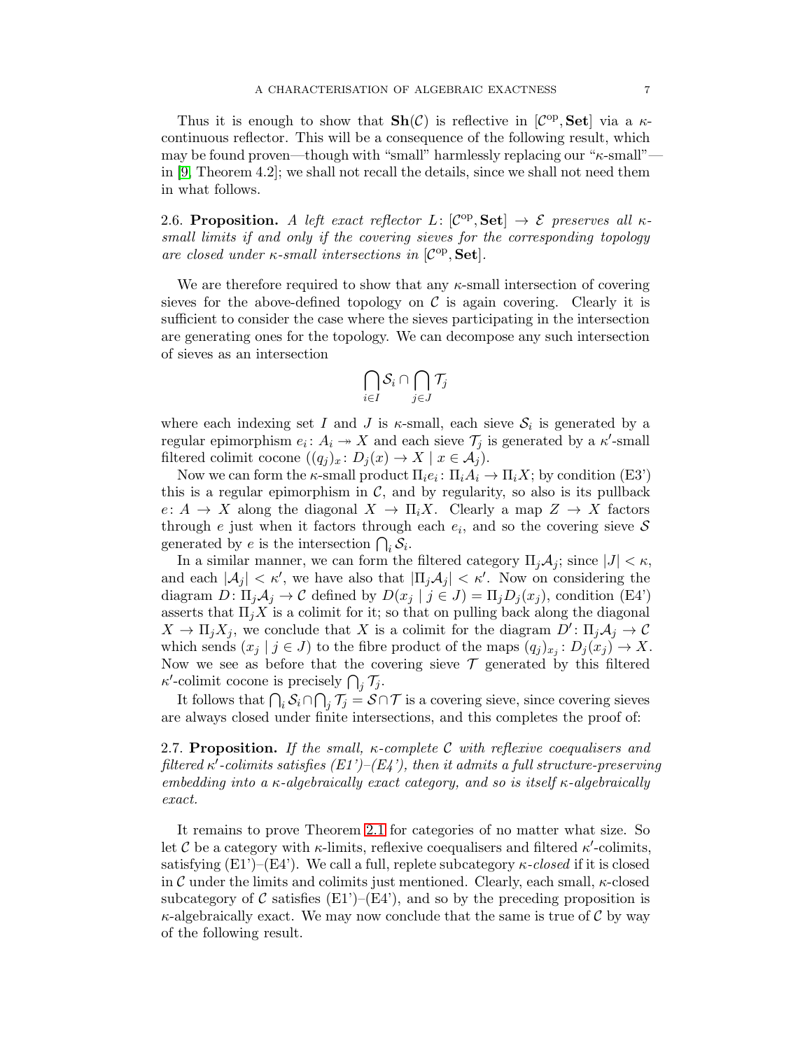Thus it is enough to show that $\mathbf{Sh}(\mathcal{C})$ is reflective in $[\mathcal{C}^{\mathrm{op}}, \mathbf{Set}]$ via a $\kappa$-continuous reflector. This will be a consequence of the following result, which may be found proven—though with "small" harmlessly replacing our "$\kappa$-small"—in [9, Theorem 4.2]; we shall not recall the details, since we shall not need them in what follows.

**2.6. Proposition.** *A left exact reflector $L\colon [\mathcal{C}^{\mathrm{op}}, \mathbf{Set}] \to \mathcal{E}$ preserves all $\kappa$-small limits if and only if the covering sieves for the corresponding topology are closed under $\kappa$-small intersections in $[\mathcal{C}^{\mathrm{op}}, \mathbf{Set}]$.*

We are therefore required to show that any $\kappa$-small intersection of covering sieves for the above-defined topology on $\mathcal{C}$ is again covering. Clearly it is sufficient to consider the case where the sieves participating in the intersection are generating ones for the topology. We can decompose any such intersection of sieves as an intersection

$$\bigcap_{i \in I} \mathcal{S}_i \cap \bigcap_{j \in J} \mathcal{T}_j$$

where each indexing set $I$ and $J$ is $\kappa$-small, each sieve $\mathcal{S}_i$ is generated by a regular epimorphism $e_i \colon A_i \twoheadrightarrow X$ and each sieve $\mathcal{T}_j$ is generated by a $\kappa'$-small filtered colimit cocone $((q_j)_x \colon D_j(x) \to X \mid x \in \mathcal{A}_j)$.

Now we can form the $\kappa$-small product $\Pi_i e_i \colon \Pi_i A_i \to \Pi_i X$; by condition (E3') this is a regular epimorphism in $\mathcal{C}$, and by regularity, so also is its pullback $e\colon A \to X$ along the diagonal $X \to \Pi_i X$. Clearly a map $Z \to X$ factors through $e$ just when it factors through each $e_i$, and so the covering sieve $\mathcal{S}$ generated by $e$ is the intersection $\bigcap_i \mathcal{S}_i$.

In a similar manner, we can form the filtered category $\Pi_j \mathcal{A}_j$; since $|J| < \kappa$, and each $|\mathcal{A}_j| < \kappa'$, we have also that $|\Pi_j \mathcal{A}_j| < \kappa'$. Now on considering the diagram $D\colon \Pi_j \mathcal{A}_j \to \mathcal{C}$ defined by $D(x_j \mid j \in J) = \Pi_j D_j(x_j)$, condition (E4') asserts that $\Pi_j X$ is a colimit for it; so that on pulling back along the diagonal $X \to \Pi_j X_j$, we conclude that $X$ is a colimit for the diagram $D' \colon \Pi_j \mathcal{A}_j \to \mathcal{C}$ which sends $(x_j \mid j \in J)$ to the fibre product of the maps $(q_j)_{x_j} \colon D_j(x_j) \to X$. Now we see as before that the covering sieve $\mathcal{T}$ generated by this filtered $\kappa'$-colimit cocone is precisely $\bigcap_j \mathcal{T}_j$.

It follows that $\bigcap_i \mathcal{S}_i \cap \bigcap_j \mathcal{T}_j = \mathcal{S} \cap \mathcal{T}$ is a covering sieve, since covering sieves are always closed under finite intersections, and this completes the proof of:

**2.7. Proposition.** *If the small, $\kappa$-complete $\mathcal{C}$ with reflexive coequalisers and filtered $\kappa'$-colimits satisfies (E1')–(E4'), then it admits a full structure-preserving embedding into a $\kappa$-algebraically exact category, and so is itself $\kappa$-algebraically exact.*

It remains to prove Theorem 2.1 for categories of no matter what size. So let $\mathcal{C}$ be a category with $\kappa$-limits, reflexive coequalisers and filtered $\kappa'$-colimits, satisfying (E1')–(E4'). We call a full, replete subcategory *$\kappa$-closed* if it is closed in $\mathcal{C}$ under the limits and colimits just mentioned. Clearly, each small, $\kappa$-closed subcategory of $\mathcal{C}$ satisfies (E1')–(E4'), and so by the preceding proposition is $\kappa$-algebraically exact. We may now conclude that the same is true of $\mathcal{C}$ by way of the following result.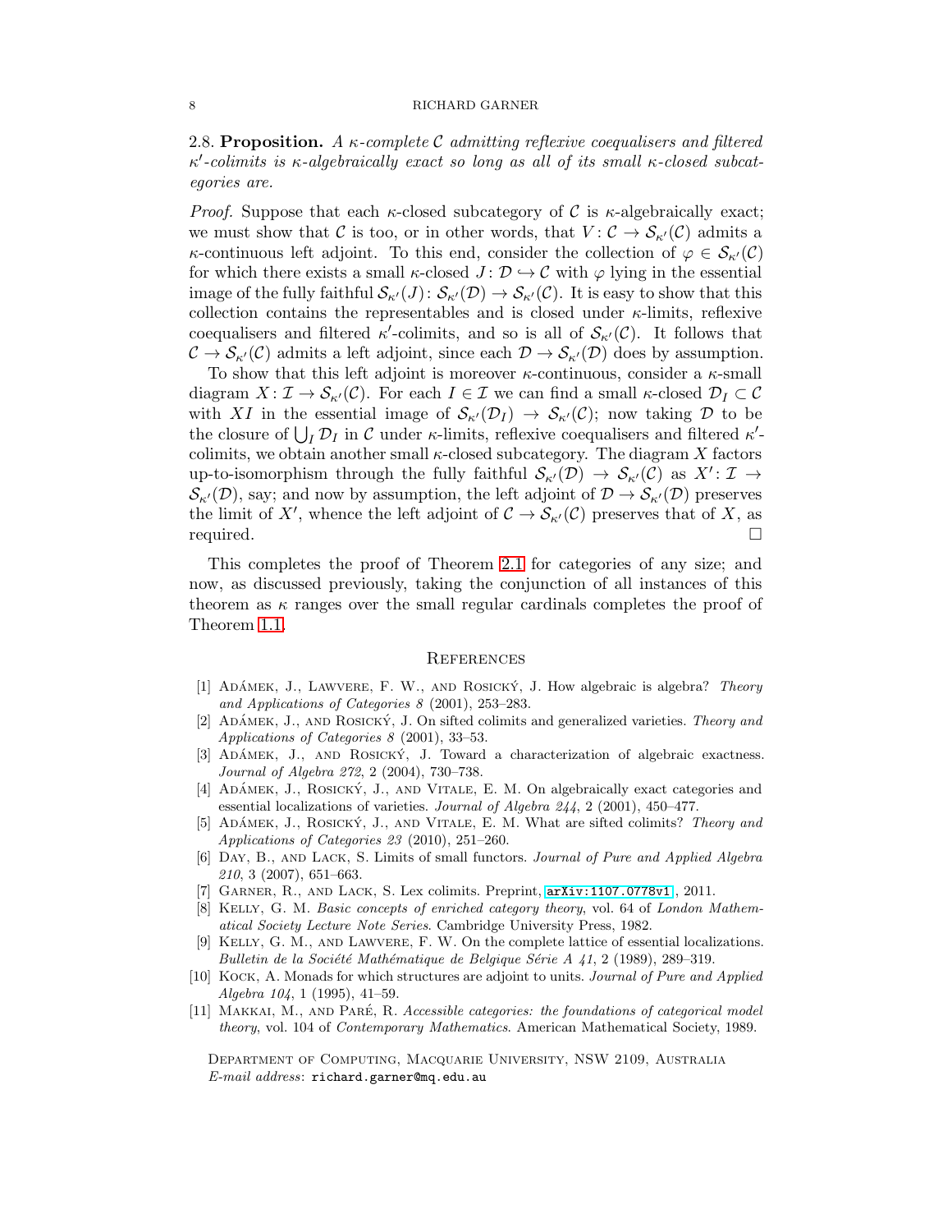2.8. **Proposition.** *A $\kappa$-complete $\mathcal{C}$ admitting reflexive coequalisers and filtered $\kappa'$-colimits is $\kappa$-algebraically exact so long as all of its small $\kappa$-closed subcategories are.*

*Proof.* Suppose that each $\kappa$-closed subcategory of $\mathcal{C}$ is $\kappa$-algebraically exact; we must show that $\mathcal{C}$ is too, or in other words, that $V : \mathcal{C} \to \mathcal{S}_{\kappa'}(\mathcal{C})$ admits a $\kappa$-continuous left adjoint. To this end, consider the collection of $\varphi \in \mathcal{S}_{\kappa'}(\mathcal{C})$ for which there exists a small $\kappa$-closed $J : \mathcal{D} \hookrightarrow \mathcal{C}$ with $\varphi$ lying in the essential image of the fully faithful $\mathcal{S}_{\kappa'}(J) : \mathcal{S}_{\kappa'}(\mathcal{D}) \to \mathcal{S}_{\kappa'}(\mathcal{C})$. It is easy to show that this collection contains the representables and is closed under $\kappa$-limits, reflexive coequalisers and filtered $\kappa'$-colimits, and so is all of $\mathcal{S}_{\kappa'}(\mathcal{C})$. It follows that $\mathcal{C} \to \mathcal{S}_{\kappa'}(\mathcal{C})$ admits a left adjoint, since each $\mathcal{D} \to \mathcal{S}_{\kappa'}(\mathcal{D})$ does by assumption.

To show that this left adjoint is moreover $\kappa$-continuous, consider a $\kappa$-small diagram $X : \mathcal{I} \to \mathcal{S}_{\kappa'}(\mathcal{C})$. For each $I \in \mathcal{I}$ we can find a small $\kappa$-closed $\mathcal{D}_I \subset \mathcal{C}$ with $XI$ in the essential image of $\mathcal{S}_{\kappa'}(\mathcal{D}_I) \to \mathcal{S}_{\kappa'}(\mathcal{C})$; now taking $\mathcal{D}$ to be the closure of $\bigcup_I \mathcal{D}_I$ in $\mathcal{C}$ under $\kappa$-limits, reflexive coequalisers and filtered $\kappa'$-colimits, we obtain another small $\kappa$-closed subcategory. The diagram $X$ factors up-to-isomorphism through the fully faithful $\mathcal{S}_{\kappa'}(\mathcal{D}) \to \mathcal{S}_{\kappa'}(\mathcal{C})$ as $X' : \mathcal{I} \to \mathcal{S}_{\kappa'}(\mathcal{D})$, say; and now by assumption, the left adjoint of $\mathcal{D} \to \mathcal{S}_{\kappa'}(\mathcal{D})$ preserves the limit of $X'$, whence the left adjoint of $\mathcal{C} \to \mathcal{S}_{\kappa'}(\mathcal{C})$ preserves that of $X$, as required. $\square$

This completes the proof of Theorem 2.1 for categories of any size; and now, as discussed previously, taking the conjunction of all instances of this theorem as $\kappa$ ranges over the small regular cardinals completes the proof of Theorem 1.1.

## References

[1] Adámek, J., Lawvere, F. W., and Rosický, J. How algebraic is algebra? *Theory and Applications of Categories 8* (2001), 253–283.

[2] Adámek, J., and Rosický, J. On sifted colimits and generalized varieties. *Theory and Applications of Categories 8* (2001), 33–53.

[3] Adámek, J., and Rosický, J. Toward a characterization of algebraic exactness. *Journal of Algebra 272*, 2 (2004), 730–738.

[4] Adámek, J., Rosický, J., and Vitale, E. M. On algebraically exact categories and essential localizations of varieties. *Journal of Algebra 244*, 2 (2001), 450–477.

[5] Adámek, J., Rosický, J., and Vitale, E. M. What are sifted colimits? *Theory and Applications of Categories 23* (2010), 251–260.

[6] Day, B., and Lack, S. Limits of small functors. *Journal of Pure and Applied Algebra 210*, 3 (2007), 651–663.

[7] Garner, R., and Lack, S. Lex colimits. Preprint, arXiv:1107.0778v1, 2011.

[8] Kelly, G. M. *Basic concepts of enriched category theory*, vol. 64 of *London Mathematical Society Lecture Note Series*. Cambridge University Press, 1982.

[9] Kelly, G. M., and Lawvere, F. W. On the complete lattice of essential localizations. *Bulletin de la Société Mathématique de Belgique Série A 41*, 2 (1989), 289–319.

[10] Kock, A. Monads for which structures are adjoint to units. *Journal of Pure and Applied Algebra 104*, 1 (1995), 41–59.

[11] Makkai, M., and Paré, R. *Accessible categories: the foundations of categorical model theory*, vol. 104 of *Contemporary Mathematics*. American Mathematical Society, 1989.

Department of Computing, Macquarie University, NSW 2109, Australia
*E-mail address*: richard.garner@mq.edu.au